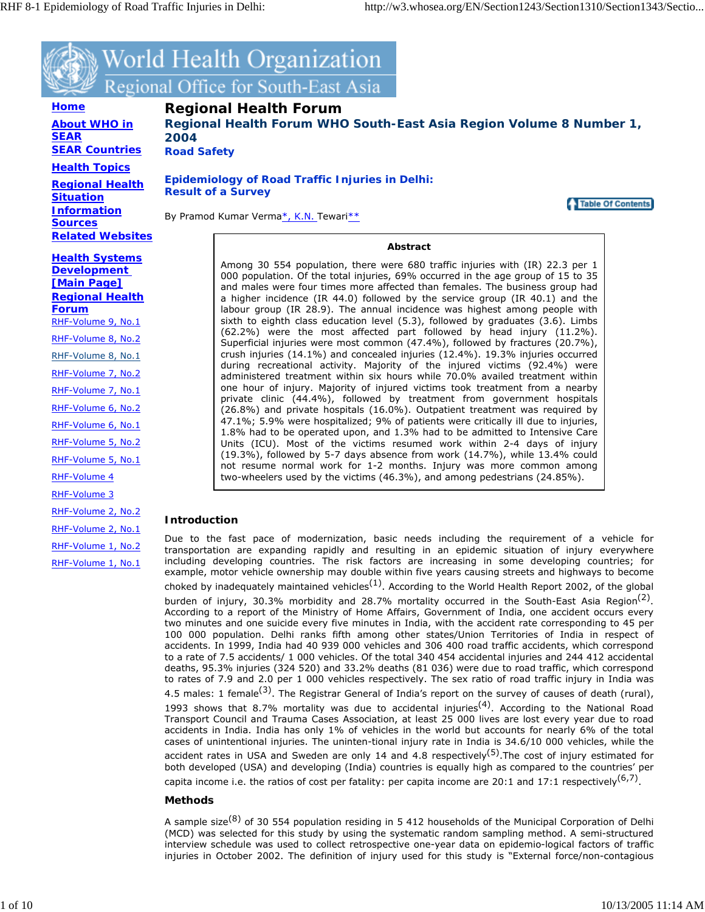# Regional Health Forum

## Regional Health Forum WHO South-East Asia Region Volume 8 Number 1, 2004

### Road Safety

### Epidemiology of Road Traffic Injuries in Delhi: Result of a Survey

By Pramod Kumar Verma*, K.N. Tewari**

**Abstract**

Among 30 554 population, there were 680 traffic injuries with (IR) 22.3 per 1 000 population. Of the total injuries, 69% occurred in the age group of 15 to 35 and males were four times more affected than females. The business group had a higher incidence (IR 44.0) followed by the service group (IR 40.1) and the labour group (IR 28.9). The annual incidence was highest among people with sixth to eighth class education level (5.3), followed by graduates (3.6). Limbs (62.2%) were the most affected part followed by head injury (11.2%). Superficial injuries were most common (47.4%), followed by fractures (20.7%), crush injuries (14.1%) and concealed injuries (12.4%). 19.3% injuries occurred during recreational activity. Majority of the injured victims (92.4%) were administered treatment within six hours while 70.0% availed treatment within one hour of injury. Majority of injured victims took treatment from a nearby private clinic (44.4%), followed by treatment from government hospitals (26.8%) and private hospitals (16.0%). Outpatient treatment was required by 47.1%; 5.9% were hospitalized; 9% of patients were critically ill due to injuries, 1.8% had to be operated upon, and 1.3% had to be admitted to Intensive Care Units (ICU). Most of the victims resumed work within 2-4 days of injury (19.3%), followed by 5-7 days absence from work (14.7%), while 13.4% could not resume normal work for 1-2 months. Injury was more common among two-wheelers used by the victims (46.3%), and among pedestrians (24.85%).

## Introduction

Due to the fast pace of modernization, basic needs including the requirement of a vehicle for transportation are expanding rapidly and resulting in an epidemic situation of injury everywhere including developing countries. The risk factors are increasing in some developing countries; for example, motor vehicle ownership may double within five years causing streets and highways to become choked by inadequately maintained vehicles[1]. According to the World Health Report 2002, of the global burden of injury, 30.3% morbidity and 28.7% mortality occurred in the South-East Asia Region[2]. According to a report of the Ministry of Home Affairs, Government of India, one accident occurs every two minutes and one suicide every five minutes in India, with the accident rate corresponding to 45 per 100 000 population. Delhi ranks fifth among other states/Union Territories of India in respect of accidents. In 1999, India had 40 939 000 vehicles and 306 400 road traffic accidents, which correspond to a rate of 7.5 accidents/ 1 000 vehicles. Of the total 340 454 accidental injuries and 244 412 accidental deaths, 95.3% injuries (324 520) and 33.2% deaths (81 036) were due to road traffic, which correspond to rates of 7.9 and 2.0 per 1 000 vehicles respectively. The sex ratio of road traffic injury in India was 4.5 males: 1 female[3]. The Registrar General of India's report on the survey of causes of death (rural), 1993 shows that 8.7% mortality was due to accidental injuries[4]. According to the National Road Transport Council and Trauma Cases Association, at least 25 000 lives are lost every year due to road accidents in India. India has only 1% of vehicles in the world but accounts for nearly 6% of the total cases of unintentional injuries. The uninten-tional injury rate in India is 34.6/10 000 vehicles, while the accident rates in USA and Sweden are only 14 and 4.8 respectively[5].The cost of injury estimated for both developed (USA) and developing (India) countries is equally high as compared to the countries' per capita income i.e. the ratios of cost per fatality: per capita income are 20:1 and 17:1 respectively[6,7].

## Methods

A sample size[8] of 30 554 population residing in 5 412 households of the Municipal Corporation of Delhi (MCD) was selected for this study by using the systematic random sampling method. A semi-structured interview schedule was used to collect retrospective one-year data on epidemio-logical factors of traffic injuries in October 2002. The definition of injury used for this study is "External force/non-contagious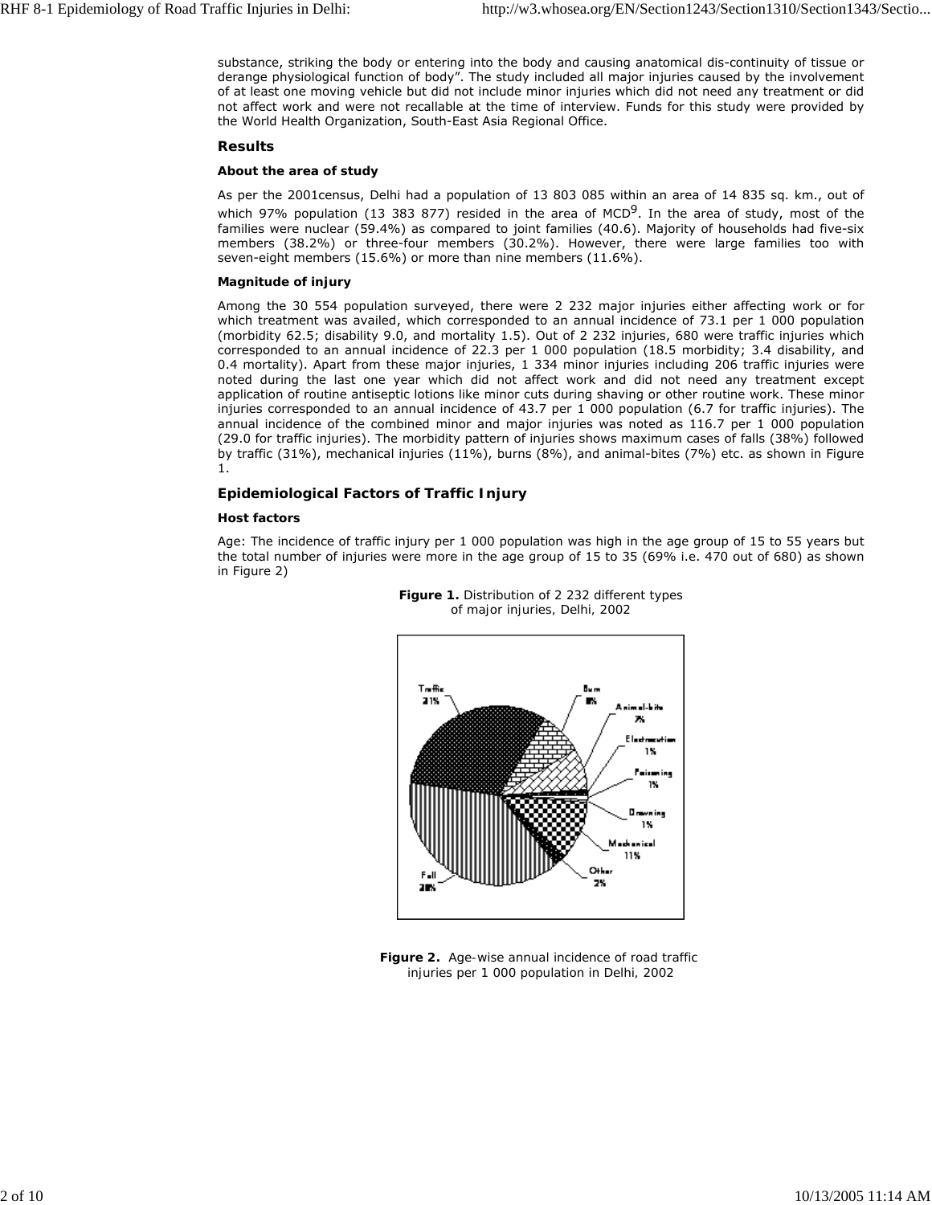substance, striking the body or entering into the body and causing anatomical dis-continuity of tissue or derange physiological function of body". The study included all major injuries caused by the involvement of at least one moving vehicle but did not include minor injuries which did not need any treatment or did not affect work and were not recallable at the time of interview. Funds for this study were provided by the World Health Organization, South-East Asia Regional Office.

## Results

### About the area of study

As per the 2001census, Delhi had a population of 13 803 085 within an area of 14 835 sq. km., out of which 97% population (13 383 877) resided in the area of MCD[9]. In the area of study, most of the families were nuclear (59.4%) as compared to joint families (40.6). Majority of households had five-six members (38.2%) or three-four members (30.2%). However, there were large families too with seven-eight members (15.6%) or more than nine members (11.6%).

### Magnitude of injury

Among the 30 554 population surveyed, there were 2 232 major injuries either affecting work or for which treatment was availed, which corresponded to an annual incidence of 73.1 per 1 000 population (morbidity 62.5; disability 9.0, and mortality 1.5). Out of 2 232 injuries, 680 were traffic injuries which corresponded to an annual incidence of 22.3 per 1 000 population (18.5 morbidity; 3.4 disability, and 0.4 mortality). Apart from these major injuries, 1 334 minor injuries including 206 traffic injuries were noted during the last one year which did not affect work and did not need any treatment except application of routine antiseptic lotions like minor cuts during shaving or other routine work. These minor injuries corresponded to an annual incidence of 43.7 per 1 000 population (6.7 for traffic injuries). The annual incidence of the combined minor and major injuries was noted as 116.7 per 1 000 population (29.0 for traffic injuries). The morbidity pattern of injuries shows maximum cases of falls (38%) followed by traffic (31%), mechanical injuries (11%), burns (8%), and animal-bites (7%) etc. as shown in Figure 1.

## Epidemiological Factors of Traffic Injury

### Host factors

Age: The incidence of traffic injury per 1 000 population was high in the age group of 15 to 55 years but the total number of injuries were more in the age group of 15 to 35 (69% i.e. 470 out of 680) as shown in Figure 2)

**Figure 1.** Distribution of 2 232 different types of major injuries, Delhi, 2002

**Figure 2.** Age-wise annual incidence of road traffic injuries per 1 000 population in Delhi, 2002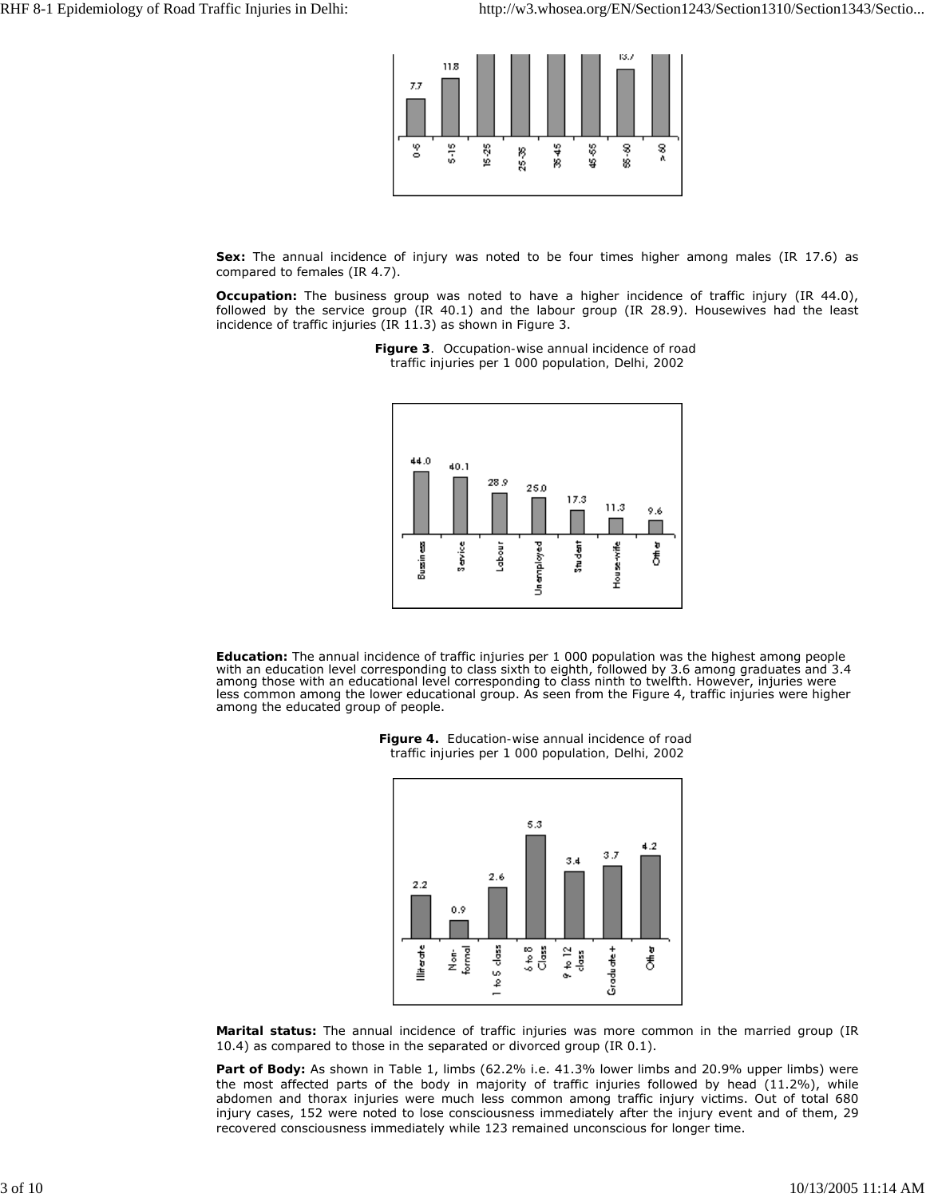**Sex:** The annual incidence of injury was noted to be four times higher among males (IR 17.6) as compared to females (IR 4.7).

**Occupation:** The business group was noted to have a higher incidence of traffic injury (IR 44.0), followed by the service group (IR 40.1) and the labour group (IR 28.9). Housewives had the least incidence of traffic injuries (IR 11.3) as shown in Figure 3.

**Figure 3**. Occupation-wise annual incidence of road traffic injuries per 1 000 population, Delhi, 2002

**Education:** The annual incidence of traffic injuries per 1 000 population was the highest among people with an education level corresponding to class sixth to eighth, followed by 3.6 among graduates and 3.4 among those with an educational level corresponding to class ninth to twelfth. However, injuries were less common among the lower educational group. As seen from the Figure 4, traffic injuries were higher among the educated group of people.

**Figure 4.** Education-wise annual incidence of road traffic injuries per 1 000 population, Delhi, 2002

**Marital status:** The annual incidence of traffic injuries was more common in the married group (IR 10.4) as compared to those in the separated or divorced group (IR 0.1).

**Part of Body:** As shown in Table 1, limbs (62.2% i.e. 41.3% lower limbs and 20.9% upper limbs) were the most affected parts of the body in majority of traffic injuries followed by head (11.2%), while abdomen and thorax injuries were much less common among traffic injury victims. Out of total 680 injury cases, 152 were noted to lose consciousness immediately after the injury event and of them, 29 recovered consciousness immediately while 123 remained unconscious for longer time.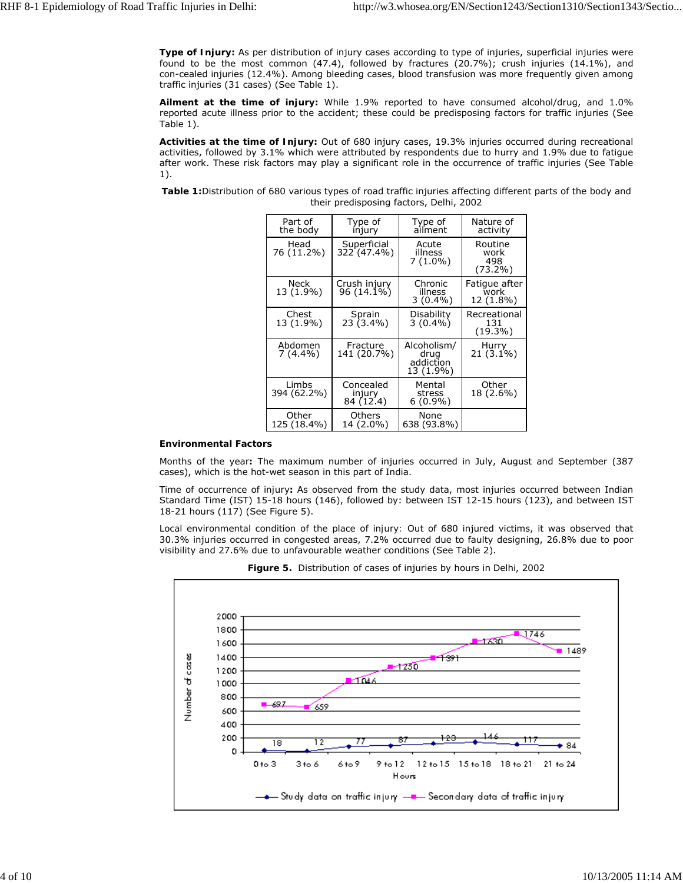**Type of Injury:** As per distribution of injury cases according to type of injuries, superficial injuries were found to be the most common (47.4), followed by fractures (20.7%); crush injuries (14.1%), and con-cealed injuries (12.4%). Among bleeding cases, blood transfusion was more frequently given among traffic injuries (31 cases) (See Table 1).

**Ailment at the time of injury:** While 1.9% reported to have consumed alcohol/drug, and 1.0% reported acute illness prior to the accident; these could be predisposing factors for traffic injuries (See Table 1).

**Activities at the time of Injury:** Out of 680 injury cases, 19.3% injuries occurred during recreational activities, followed by 3.1% which were attributed by respondents due to hurry and 1.9% due to fatigue after work. These risk factors may play a significant role in the occurrence of traffic injuries (See Table 1).

**Table 1:** Distribution of 680 various types of road traffic injuries affecting different parts of the body and their predisposing factors, Delhi, 2002

| Part of the body | Type of injury | Type of ailment | Nature of activity |
|---|---|---|---|
| Head 76 (11.2%) | Superficial 322 (47.4%) | Acute illness 7 (1.0%) | Routine work 498 (73.2%) |
| Neck 13 (1.9%) | Crush injury 96 (14.1%) | Chronic illness 3 (0.4%) | Fatigue after work 12 (1.8%) |
| Chest 13 (1.9%) | Sprain 23 (3.4%) | Disability 3 (0.4%) | Recreational 131 (19.3%) |
| Abdomen 7 (4.4%) | Fracture 141 (20.7%) | Alcoholism/ drug addiction 13 (1.9%) | Hurry 21 (3.1%) |
| Limbs 394 (62.2%) | Concealed injury 84 (12.4) | Mental stress 6 (0.9%) | Other 18 (2.6%) |
| Other 125 (18.4%) | Others 14 (2.0%) | None 638 (93.8%) | |

**Environmental Factors**

Months of the year**:** The maximum number of injuries occurred in July, August and September (387 cases), which is the hot-wet season in this part of India.

Time of occurrence of injury**:** As observed from the study data, most injuries occurred between Indian Standard Time (IST) 15-18 hours (146), followed by: between IST 12-15 hours (123), and between IST 18-21 hours (117) (See Figure 5).

Local environmental condition of the place of injury: Out of 680 injured victims, it was observed that 30.3% injuries occurred in congested areas, 7.2% occurred due to faulty designing, 26.8% due to poor visibility and 27.6% due to unfavourable weather conditions (See Table 2).

**Figure 5.** Distribution of cases of injuries by hours in Delhi, 2002

| Hours | Study data on traffic injury | Secondary data of traffic injury |
|---|---|---|
| 0 to 3 | 18 | 697 |
| 3 to 6 | 12 | 659 |
| 6 to 9 | 77 | 1046 |
| 9 to 12 | 87 | 1250 |
| 12 to 15 | 123 | 1391 |
| 15 to 18 | 146 | 1630 |
| 18 to 21 | 117 | 1746 |
| 21 to 24 | 84 | 1489 |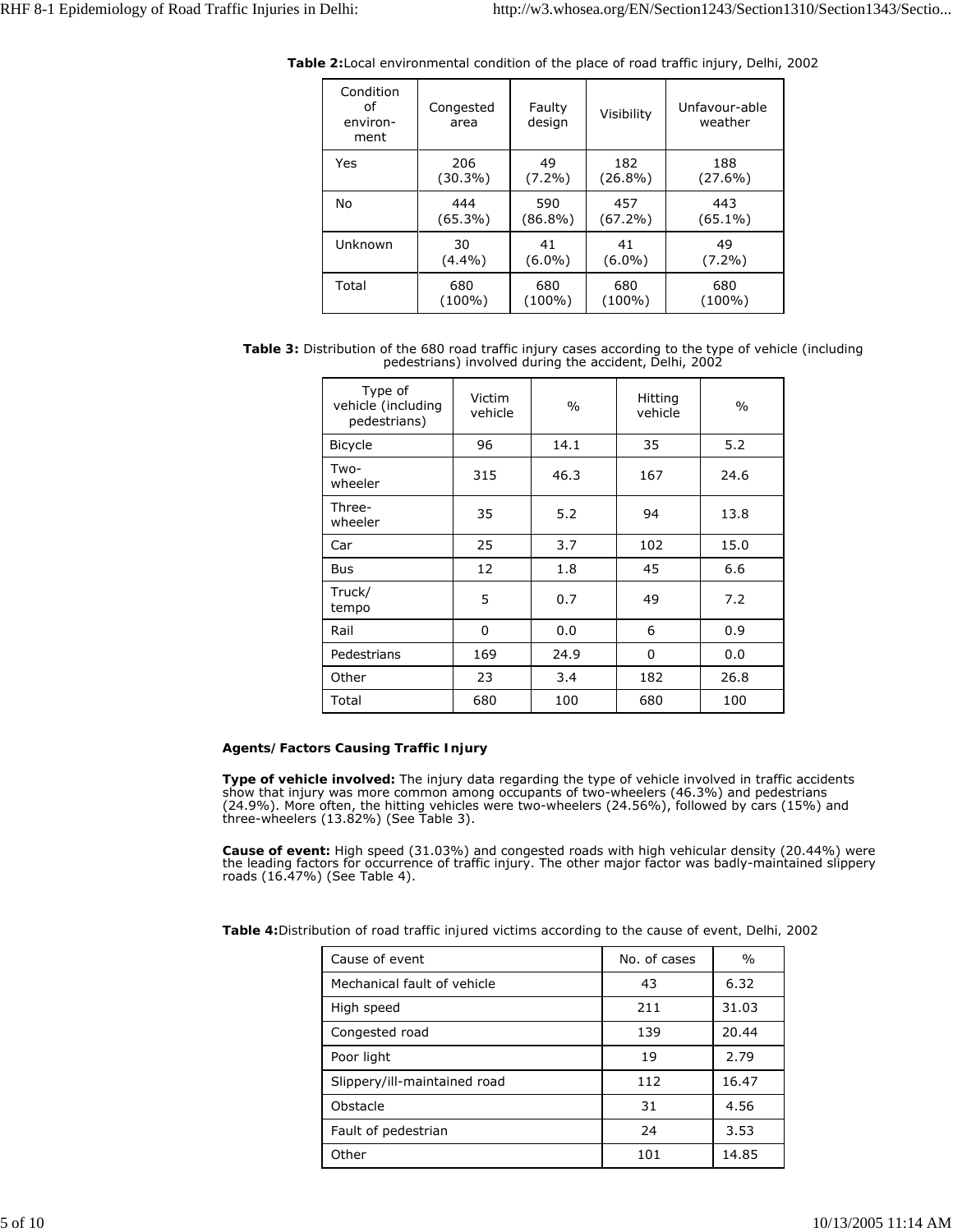**Table 2:** Local environmental condition of the place of road traffic injury, Delhi, 2002

| Condition of environ-ment | Congested area | Faulty design | Visibility | Unfavour-able weather |
|---|---|---|---|---|
| Yes | 206 (30.3%) | 49 (7.2%) | 182 (26.8%) | 188 (27.6%) |
| No | 444 (65.3%) | 590 (86.8%) | 457 (67.2%) | 443 (65.1%) |
| Unknown | 30 (4.4%) | 41 (6.0%) | 41 (6.0%) | 49 (7.2%) |
| Total | 680 (100%) | 680 (100%) | 680 (100%) | 680 (100%) |

**Table 3:** Distribution of the 680 road traffic injury cases according to the type of vehicle (including pedestrians) involved during the accident, Delhi, 2002

| Type of vehicle (including pedestrians) | Victim vehicle | % | Hitting vehicle | % |
|---|---|---|---|---|
| Bicycle | 96 | 14.1 | 35 | 5.2 |
| Two-wheeler | 315 | 46.3 | 167 | 24.6 |
| Three-wheeler | 35 | 5.2 | 94 | 13.8 |
| Car | 25 | 3.7 | 102 | 15.0 |
| Bus | 12 | 1.8 | 45 | 6.6 |
| Truck/tempo | 5 | 0.7 | 49 | 7.2 |
| Rail | 0 | 0.0 | 6 | 0.9 |
| Pedestrians | 169 | 24.9 | 0 | 0.0 |
| Other | 23 | 3.4 | 182 | 26.8 |
| Total | 680 | 100 | 680 | 100 |

### Agents/Factors Causing Traffic Injury

**Type of vehicle involved:** The injury data regarding the type of vehicle involved in traffic accidents show that injury was more common among occupants of two-wheelers (46.3%) and pedestrians (24.9%). More often, the hitting vehicles were two-wheelers (24.56%), followed by cars (15%) and three-wheelers (13.82%) (See Table 3).

**Cause of event:** High speed (31.03%) and congested roads with high vehicular density (20.44%) were the leading factors for occurrence of traffic injury. The other major factor was badly-maintained slippery roads (16.47%) (See Table 4).

**Table 4:** Distribution of road traffic injured victims according to the cause of event, Delhi, 2002

| Cause of event | No. of cases | % |
|---|---|---|
| Mechanical fault of vehicle | 43 | 6.32 |
| High speed | 211 | 31.03 |
| Congested road | 139 | 20.44 |
| Poor light | 19 | 2.79 |
| Slippery/ill-maintained road | 112 | 16.47 |
| Obstacle | 31 | 4.56 |
| Fault of pedestrian | 24 | 3.53 |
| Other | 101 | 14.85 |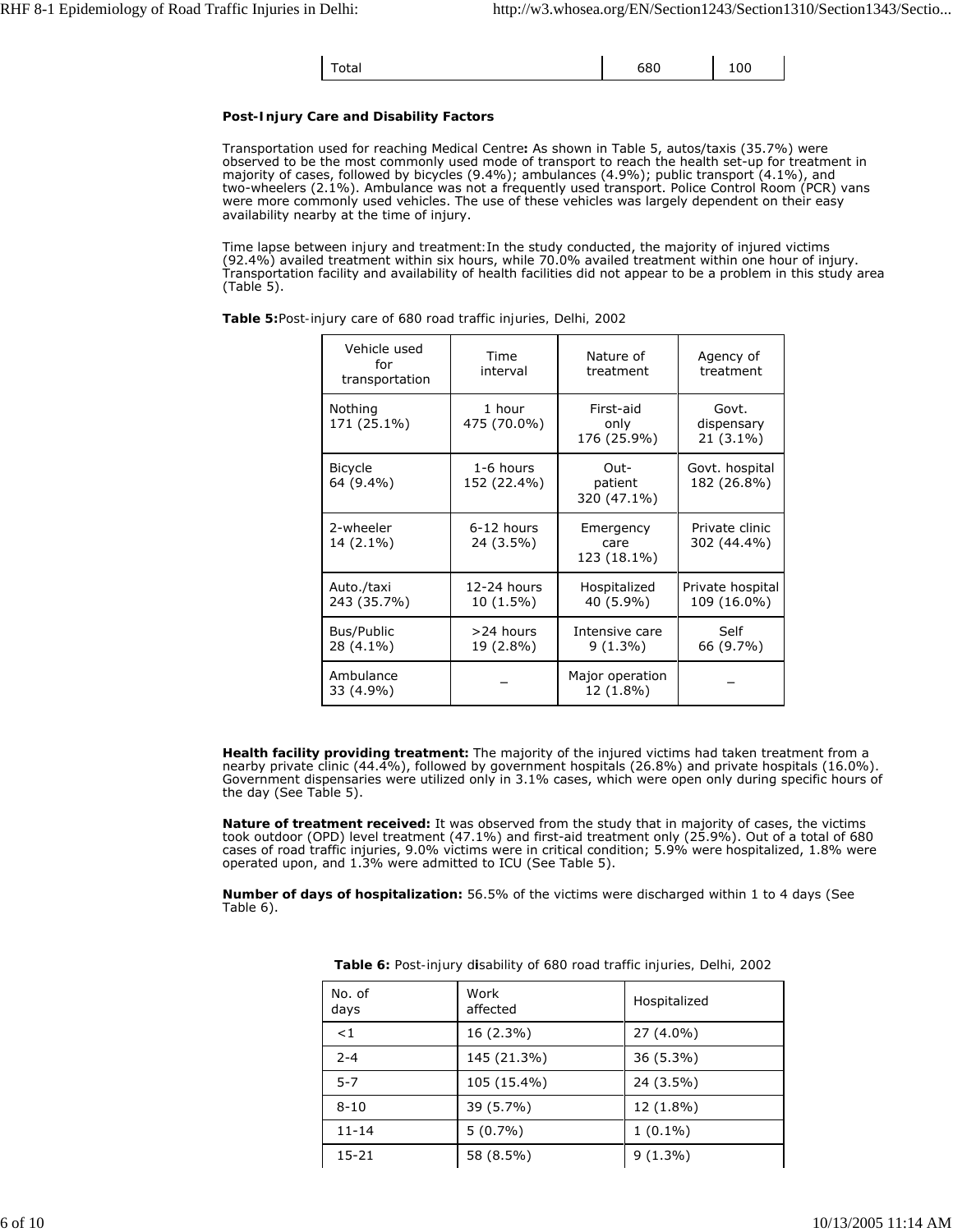| Total | 680 | 100 |
|---|---|---|

**Post-Injury Care and Disability Factors**

Transportation used for reaching Medical Centre**:** As shown in Table 5, autos/taxis (35.7%) were observed to be the most commonly used mode of transport to reach the health set-up for treatment in majority of cases, followed by bicycles (9.4%); ambulances (4.9%); public transport (4.1%), and two-wheelers (2.1%). Ambulance was not a frequently used transport. Police Control Room (PCR) vans were more commonly used vehicles. The use of these vehicles was largely dependent on their easy availability nearby at the time of injury.

Time lapse between injury and treatment:In the study conducted, the majority of injured victims (92.4%) availed treatment within six hours, while 70.0% availed treatment within one hour of injury. Transportation facility and availability of health facilities did not appear to be a problem in this study area (Table 5).

**Table 5:**Post-injury care of 680 road traffic injuries, Delhi, 2002

| Vehicle used for transportation | Time interval | Nature of treatment | Agency of treatment |
|---|---|---|---|
| Nothing 171 (25.1%) | 1 hour 475 (70.0%) | First-aid only 176 (25.9%) | Govt. dispensary 21 (3.1%) |
| Bicycle 64 (9.4%) | 1-6 hours 152 (22.4%) | Out-patient 320 (47.1%) | Govt. hospital 182 (26.8%) |
| 2-wheeler 14 (2.1%) | 6-12 hours 24 (3.5%) | Emergency care 123 (18.1%) | Private clinic 302 (44.4%) |
| Auto./taxi 243 (35.7%) | 12-24 hours 10 (1.5%) | Hospitalized 40 (5.9%) | Private hospital 109 (16.0%) |
| Bus/Public 28 (4.1%) | >24 hours 19 (2.8%) | Intensive care 9 (1.3%) | Self 66 (9.7%) |
| Ambulance 33 (4.9%) | – | Major operation 12 (1.8%) | – |

**Health facility providing treatment:** The majority of the injured victims had taken treatment from a nearby private clinic (44.4%), followed by government hospitals (26.8%) and private hospitals (16.0%). Government dispensaries were utilized only in 3.1% cases, which were open only during specific hours of the day (See Table 5).

**Nature of treatment received:** It was observed from the study that in majority of cases, the victims took outdoor (OPD) level treatment (47.1%) and first-aid treatment only (25.9%). Out of a total of 680 cases of road traffic injuries, 9.0% victims were in critical condition; 5.9% were hospitalized, 1.8% were operated upon, and 1.3% were admitted to ICU (See Table 5).

**Number of days of hospitalization:** 56.5% of the victims were discharged within 1 to 4 days (See Table 6).

**Table 6:** Post-injury disability of 680 road traffic injuries, Delhi, 2002

| No. of days | Work affected | Hospitalized |
|---|---|---|
| <1 | 16 (2.3%) | 27 (4.0%) |
| 2-4 | 145 (21.3%) | 36 (5.3%) |
| 5-7 | 105 (15.4%) | 24 (3.5%) |
| 8-10 | 39 (5.7%) | 12 (1.8%) |
| 11-14 | 5 (0.7%) | 1 (0.1%) |
| 15-21 | 58 (8.5%) | 9 (1.3%) |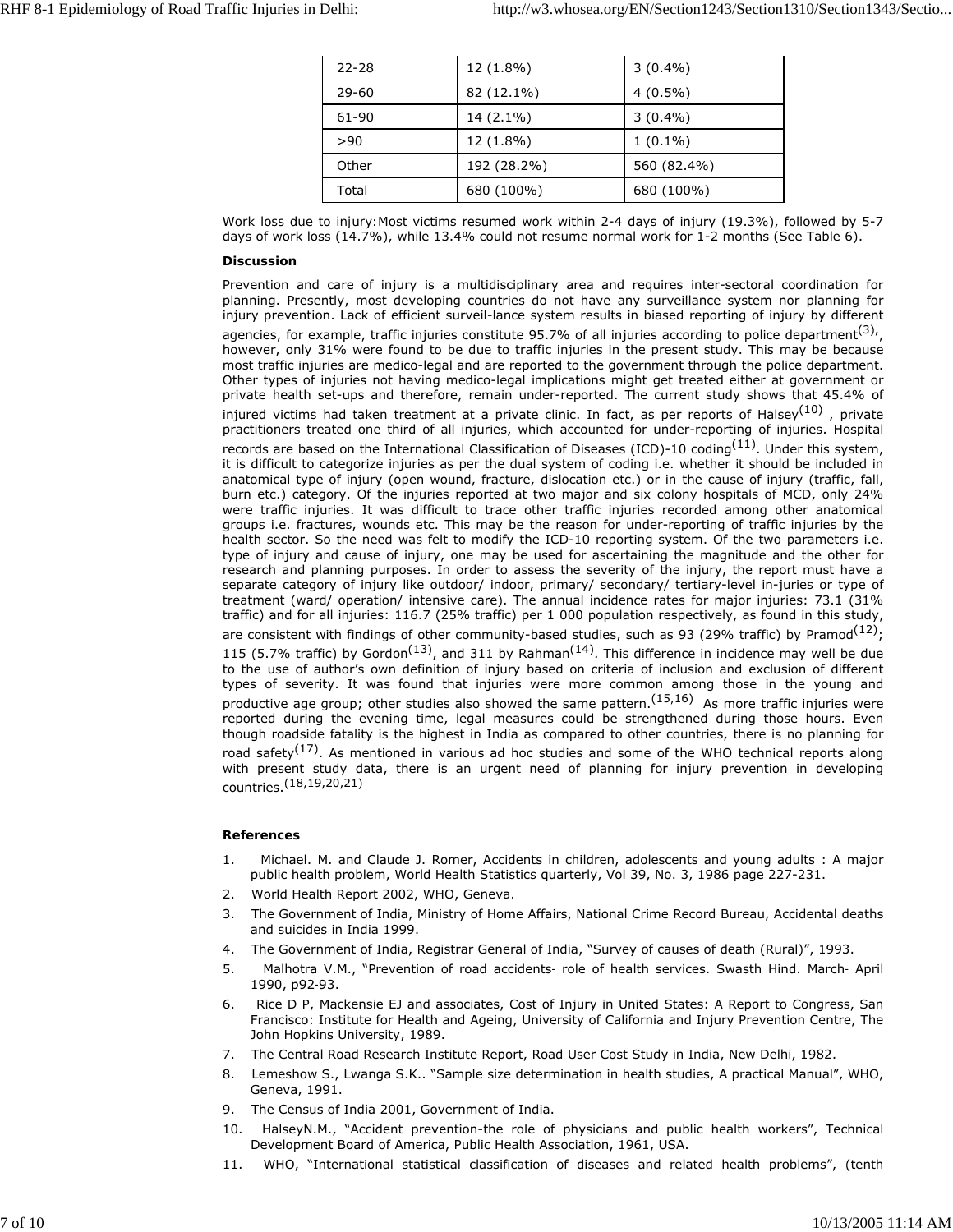| | | |
|---|---|---|
| 22-28 | 12 (1.8%) | 3 (0.4%) |
| 29-60 | 82 (12.1%) | 4 (0.5%) |
| 61-90 | 14 (2.1%) | 3 (0.4%) |
| >90 | 12 (1.8%) | 1 (0.1%) |
| Other | 192 (28.2%) | 560 (82.4%) |
| Total | 680 (100%) | 680 (100%) |

Work loss due to injury: Most victims resumed work within 2-4 days of injury (19.3%), followed by 5-7 days of work loss (14.7%), while 13.4% could not resume normal work for 1-2 months (See Table 6).

**Discussion**

Prevention and care of injury is a multidisciplinary area and requires inter-sectoral coordination for planning. Presently, most developing countries do not have any surveillance system nor planning for injury prevention. Lack of efficient surveil-lance system results in biased reporting of injury by different agencies, for example, traffic injuries constitute 95.7% of all injuries according to police department[3], however, only 31% were found to be due to traffic injuries in the present study. This may be because most traffic injuries are medico-legal and are reported to the government through the police department. Other types of injuries not having medico-legal implications might get treated either at government or private health set-ups and therefore, remain under-reported. The current study shows that 45.4% of injured victims had taken treatment at a private clinic. In fact, as per reports of Halsey[10] , private practitioners treated one third of all injuries, which accounted for under-reporting of injuries. Hospital records are based on the International Classification of Diseases (ICD)-10 coding[11]. Under this system, it is difficult to categorize injuries as per the dual system of coding i.e. whether it should be included in anatomical type of injury (open wound, fracture, dislocation etc.) or in the cause of injury (traffic, fall, burn etc.) category. Of the injuries reported at two major and six colony hospitals of MCD, only 24% were traffic injuries. It was difficult to trace other traffic injuries recorded among other anatomical groups i.e. fractures, wounds etc. This may be the reason for under-reporting of traffic injuries by the health sector. So the need was felt to modify the ICD-10 reporting system. Of the two parameters i.e. type of injury and cause of injury, one may be used for ascertaining the magnitude and the other for research and planning purposes. In order to assess the severity of the injury, the report must have a separate category of injury like outdoor/ indoor, primary/ secondary/ tertiary-level in-juries or type of treatment (ward/ operation/ intensive care). The annual incidence rates for major injuries: 73.1 (31% traffic) and for all injuries: 116.7 (25% traffic) per 1 000 population respectively, as found in this study, are consistent with findings of other community-based studies, such as 93 (29% traffic) by Pramod[12]; 115 (5.7% traffic) by Gordon[13], and 311 by Rahman[14]. This difference in incidence may well be due to the use of author's own definition of injury based on criteria of inclusion and exclusion of different types of severity. It was found that injuries were more common among those in the young and productive age group; other studies also showed the same pattern.[15,16] As more traffic injuries were reported during the evening time, legal measures could be strengthened during those hours. Even though roadside fatality is the highest in India as compared to other countries, there is no planning for road safety[17]. As mentioned in various ad hoc studies and some of the WHO technical reports along with present study data, there is an urgent need of planning for injury prevention in developing countries.[18,19,20,21]

**References**

1. Michael. M. and Claude J. Romer, Accidents in children, adolescents and young adults : A major public health problem, World Health Statistics quarterly, Vol 39, No. 3, 1986 page 227-231.
2. World Health Report 2002, WHO, Geneva.
3. The Government of India, Ministry of Home Affairs, National Crime Record Bureau, Accidental deaths and suicides in India 1999.
4. The Government of India, Registrar General of India, "Survey of causes of death (Rural)", 1993.
5. Malhotra V.M., "Prevention of road accidents- role of health services. Swasth Hind. March- April 1990, p92-93.
6. Rice D P, Mackensie EJ and associates, Cost of Injury in United States: A Report to Congress, San Francisco: Institute for Health and Ageing, University of California and Injury Prevention Centre, The John Hopkins University, 1989.
7. The Central Road Research Institute Report, Road User Cost Study in India, New Delhi, 1982.
8. Lemeshow S., Lwanga S.K.. "Sample size determination in health studies, A practical Manual", WHO, Geneva, 1991.
9. The Census of India 2001, Government of India.
10. HalseyN.M., "Accident prevention-the role of physicians and public health workers", Technical Development Board of America, Public Health Association, 1961, USA.
11. WHO, "International statistical classification of diseases and related health problems", (tenth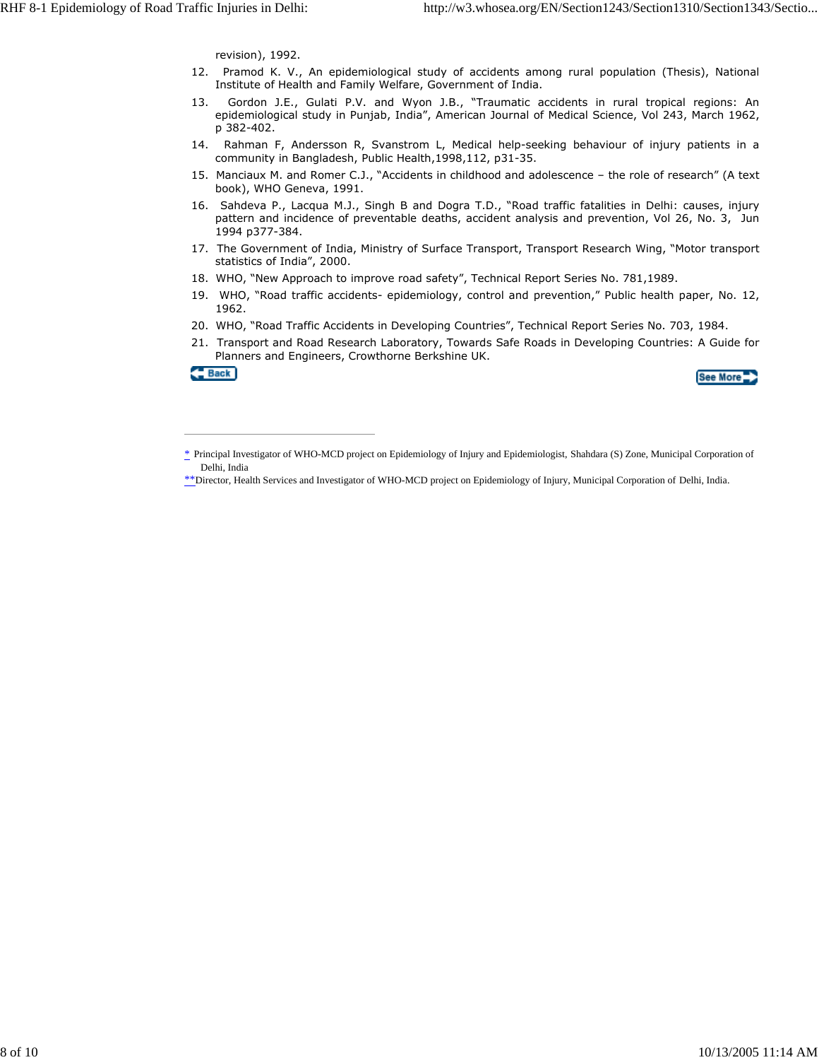revision), 1992.

12. Pramod K. V., An epidemiological study of accidents among rural population (Thesis), National Institute of Health and Family Welfare, Government of India.
13. Gordon J.E., Gulati P.V. and Wyon J.B., "Traumatic accidents in rural tropical regions: An epidemiological study in Punjab, India", American Journal of Medical Science, Vol 243, March 1962, p 382-402.
14. Rahman F, Andersson R, Svanstrom L, Medical help-seeking behaviour of injury patients in a community in Bangladesh, Public Health,1998,112, p31-35.
15. Manciaux M. and Romer C.J., "Accidents in childhood and adolescence – the role of research" (A text book), WHO Geneva, 1991.
16. Sahdeva P., Lacqua M.J., Singh B and Dogra T.D., "Road traffic fatalities in Delhi: causes, injury pattern and incidence of preventable deaths, accident analysis and prevention, Vol 26, No. 3, Jun 1994 p377-384.
17. The Government of India, Ministry of Surface Transport, Transport Research Wing, "Motor transport statistics of India", 2000.
18. WHO, "New Approach to improve road safety", Technical Report Series No. 781,1989.
19. WHO, "Road traffic accidents- epidemiology, control and prevention," Public health paper, No. 12, 1962.
20. WHO, "Road Traffic Accidents in Developing Countries", Technical Report Series No. 703, 1984.
21. Transport and Road Research Laboratory, Towards Safe Roads in Developing Countries: A Guide for Planners and Engineers, Crowthorne Berkshine UK.

---

* Principal Investigator of WHO-MCD project on Epidemiology of Injury and Epidemiologist, Shahdara (S) Zone, Municipal Corporation of Delhi, India

**Director, Health Services and Investigator of WHO-MCD project on Epidemiology of Injury, Municipal Corporation of Delhi, India.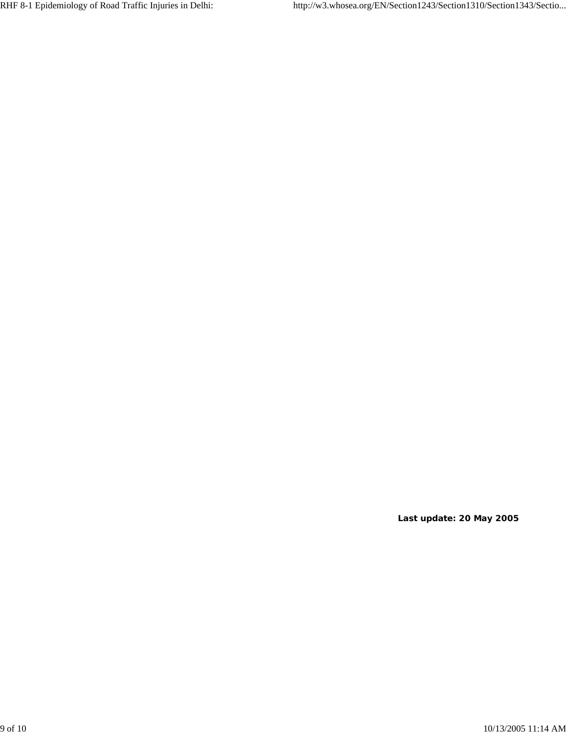**Last update: 20 May 2005**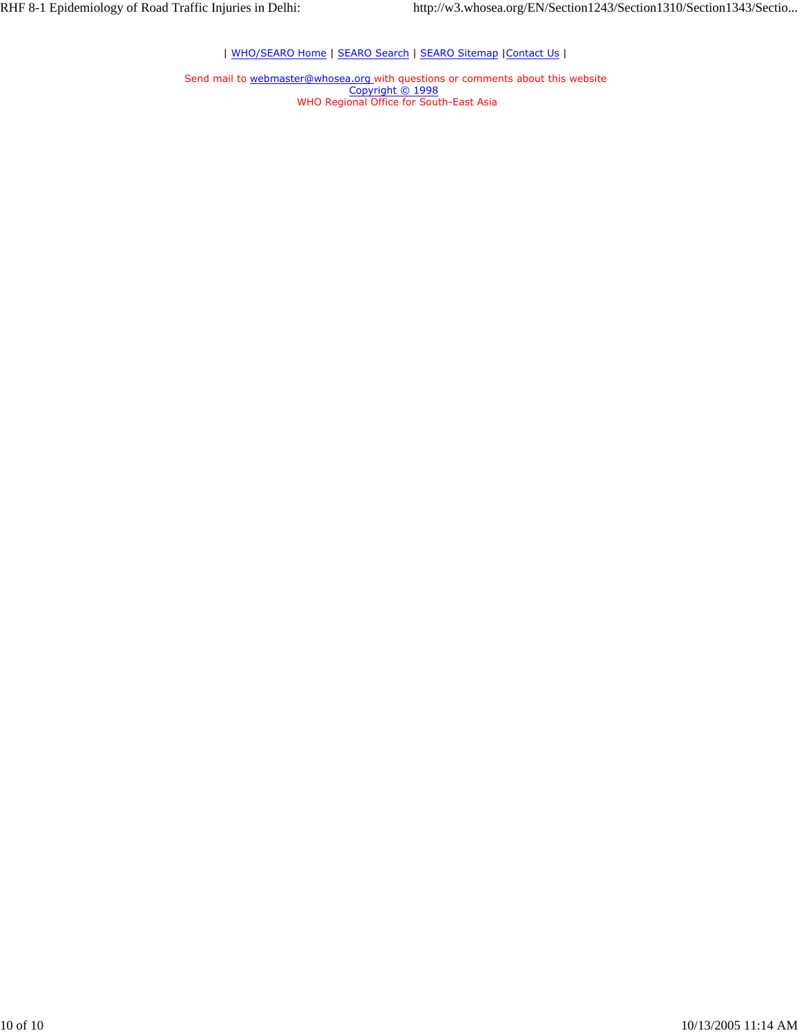| WHO/SEARO Home | SEARO Search | SEARO Sitemap |Contact Us |

Send mail to webmaster@whosea.org with questions or comments about this website
Copyright © 1998
WHO Regional Office for South-East Asia